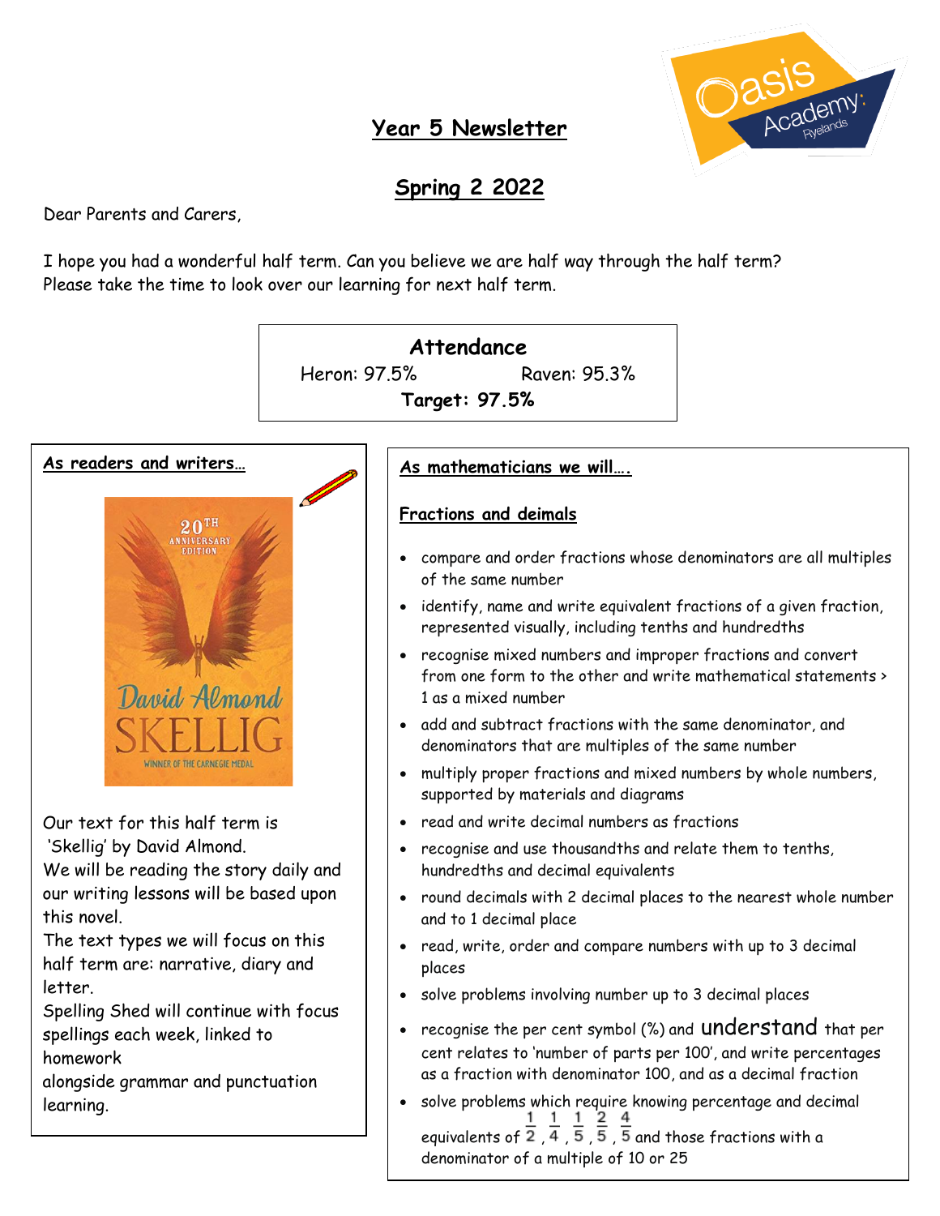# Year 5 Newsletter

## Spring 2 2022

Dear Parents and Carers,

I hope you had a wonderful half term. Can you believe we are half way through the half term? Please take the time to look over our learning for next half term.

**Attendance**

Heron: 97.5% Raven: 95.3%

**Target: 97.5%**

### As readers and writers…

Our text for this half term is 'Skellig' by David Almond.

We will be reading the story daily and our writing lessons will be based upon this novel.

The text types we will focus on this half term are: narrative, diary and letter.

Spelling Shed will continue with focus spellings each week, linked to homework alongside grammar and punctuation learning.

### As mathematicians we will….

#### Fractions and deimals

- compare and order fractions whose denominators are all multiples of the same number
- identify, name and write equivalent fractions of a given fraction, represented visually, including tenths and hundredths
- recognise mixed numbers and improper fractions and convert from one form to the other and write mathematical statements > 1 as a mixed number
- add and subtract fractions with the same denominator, and denominators that are multiples of the same number
- multiply proper fractions and mixed numbers by whole numbers, supported by materials and diagrams
- read and write decimal numbers as fractions
- recognise and use thousandths and relate them to tenths, hundredths and decimal equivalents
- round decimals with 2 decimal places to the nearest whole number and to 1 decimal place
- read, write, order and compare numbers with up to 3 decimal places
- solve problems involving number up to 3 decimal places
- recognise the per cent symbol (%) and understand that per cent relates to 'number of parts per 100', and write percentages as a fraction with denominator 100, and as a decimal fraction
- solve problems which require knowing percentage and decimal equivalents of $\frac{1}{2}$, $\frac{1}{4}$, $\frac{1}{5}$, $\frac{2}{5}$, $\frac{4}{5}$ and those fractions with a denominator of a multiple of 10 or 25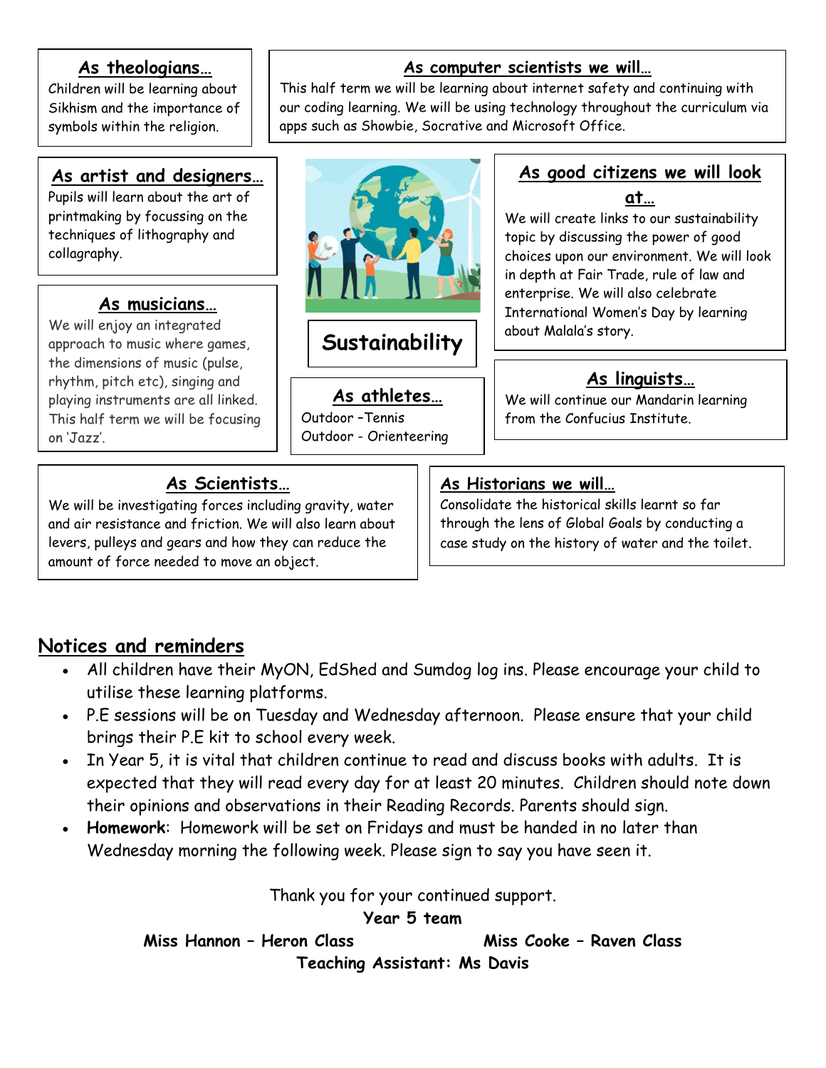### As theologians…

Children will be learning about Sikhism and the importance of symbols within the religion.

### As computer scientists we will…

This half term we will be learning about internet safety and continuing with our coding learning. We will be using technology throughout the curriculum via apps such as Showbie, Socrative and Microsoft Office.

### As artist and designers…

Pupils will learn about the art of printmaking by focussing on the techniques of lithography and collagraphy.

## Sustainability

### As good citizens we will look at…

We will create links to our sustainability topic by discussing the power of good choices upon our environment. We will look in depth at Fair Trade, rule of law and enterprise. We will also celebrate International Women's Day by learning about Malala's story.

### As musicians…

We will enjoy an integrated approach to music where games, the dimensions of music (pulse, rhythm, pitch etc), singing and playing instruments are all linked. This half term we will be focusing on 'Jazz'.

### As athletes…

Outdoor –Tennis
Outdoor - Orienteering

### As linguists…

We will continue our Mandarin learning from the Confucius Institute.

### As Scientists…

We will be investigating forces including gravity, water and air resistance and friction. We will also learn about levers, pulleys and gears and how they can reduce the amount of force needed to move an object.

### As Historians we will…

Consolidate the historical skills learnt so far through the lens of Global Goals by conducting a case study on the history of water and the toilet.

## Notices and reminders

- All children have their MyON, EdShed and Sumdog log ins. Please encourage your child to utilise these learning platforms.
- P.E sessions will be on Tuesday and Wednesday afternoon. Please ensure that your child brings their P.E kit to school every week.
- In Year 5, it is vital that children continue to read and discuss books with adults. It is expected that they will read every day for at least 20 minutes. Children should note down their opinions and observations in their Reading Records. Parents should sign.
- **Homework**: Homework will be set on Fridays and must be handed in no later than Wednesday morning the following week. Please sign to say you have seen it.

Thank you for your continued support.

**Year 5 team**

**Miss Hannon – Heron Class** **Miss Cooke – Raven Class**

**Teaching Assistant: Ms Davis**